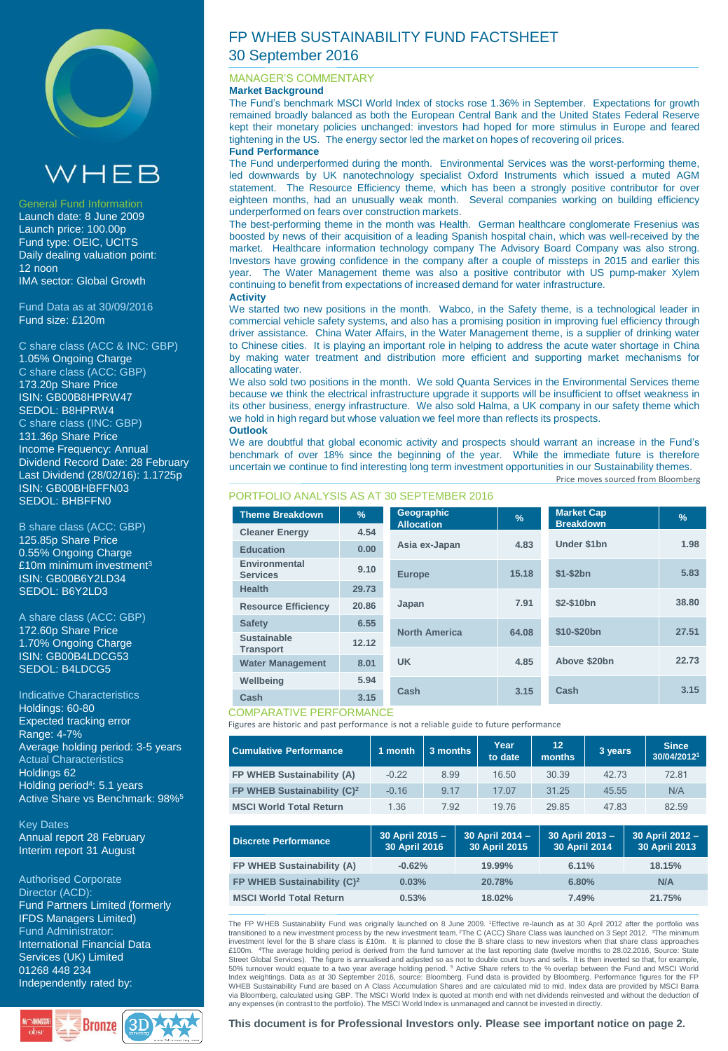# FP WHEB SUSTAINABILITY FUND FACTSHEET

## 30 September 2016

## MANAGER'S COMMENTARY

**Market Background**

The Fund's benchmark MSCI World Index of stocks rose 1.36% in September. Expectations for growth remained broadly balanced as both the European Central Bank and the United States Federal Reserve kept their monetary policies unchanged: investors had hoped for more stimulus in Europe and feared tightening in the US. The energy sector led the market on hopes of recovering oil prices.

**Fund Performance**

The Fund underperformed during the month. Environmental Services was the worst-performing theme, led downwards by UK nanotechnology specialist Oxford Instruments which issued a muted AGM statement. The Resource Efficiency theme, which has been a strongly positive contributor for over eighteen months, had an unusually weak month. Several companies working on building efficiency underperformed on fears over construction markets.

The best-performing theme in the month was Health. German healthcare conglomerate Fresenius was boosted by news of their acquisition of a leading Spanish hospital chain, which was well-received by the market. Healthcare information technology company The Advisory Board Company was also strong. Investors have growing confidence in the company after a couple of missteps in 2015 and earlier this year. The Water Management theme was also a positive contributor with US pump-maker Xylem continuing to benefit from expectations of increased demand for water infrastructure.

**Activity**

We started two new positions in the month. Wabco, in the Safety theme, is a technological leader in commercial vehicle safety systems, and also has a promising position in improving fuel efficiency through driver assistance. China Water Affairs, in the Water Management theme, is a supplier of drinking water to Chinese cities. It is playing an important role in helping to address the acute water shortage in China by making water treatment and distribution more efficient and supporting market mechanisms for allocating water.

We also sold two positions in the month. We sold Quanta Services in the Environmental Services theme because we think the electrical infrastructure upgrade it supports will be insufficient to offset weakness in its other business, energy infrastructure. We also sold Halma, a UK company in our safety theme which we hold in high regard but whose valuation we feel more than reflects its prospects.

**Outlook**

We are doubtful that global economic activity and prospects should warrant an increase in the Fund's benchmark of over 18% since the beginning of the year. While the immediate future is therefore uncertain we continue to find interesting long term investment opportunities in our Sustainability themes.

Price moves sourced from Bloomberg

## PORTFOLIO ANALYSIS AS AT 30 SEPTEMBER 2016

| Theme Breakdown | % |
|---|---|
| Cleaner Energy | 4.54 |
| Education | 0.00 |
| Environmental Services | 9.10 |
| Health | 29.73 |
| Resource Efficiency | 20.86 |
| Safety | 6.55 |
| Sustainable Transport | 12.12 |
| Water Management | 8.01 |
| Wellbeing | 5.94 |
| Cash | 3.15 |

| Geographic Allocation | % |
|---|---|
| Asia ex-Japan | 4.83 |
| Europe | 15.18 |
| Japan | 7.91 |
| North America | 64.08 |
| UK | 4.85 |
| Cash | 3.15 |

| Market Cap Breakdown | % |
|---|---|
| Under $1bn | 1.98 |
| $1-$2bn | 5.83 |
| $2-$10bn | 38.80 |
| $10-$20bn | 27.51 |
| Above $20bn | 22.73 |
| Cash | 3.15 |

## COMPARATIVE PERFORMANCE

Figures are historic and past performance is not a reliable guide to future performance

| Cumulative Performance | 1 month | 3 months | Year to date | 12 months | 3 years | Since 30/04/2012[1] |
|---|---|---|---|---|---|---|
| FP WHEB Sustainability (A) | -0.22 | 8.99 | 16.50 | 30.39 | 42.73 | 72.81 |
| FP WHEB Sustainability (C)[2] | -0.16 | 9.17 | 17.07 | 31.25 | 45.55 | N/A |
| MSCI World Total Return | 1.36 | 7.92 | 19.76 | 29.85 | 47.83 | 82.59 |

| Discrete Performance | 30 April 2015 – 30 April 2016 | 30 April 2014 – 30 April 2015 | 30 April 2013 – 30 April 2014 | 30 April 2012 – 30 April 2013 |
|---|---|---|---|---|
| FP WHEB Sustainability (A) | -0.62% | 19.99% | 6.11% | 18.15% |
| FP WHEB Sustainability (C)[2] | 0.03% | 20.78% | 6.80% | N/A |
| MSCI World Total Return | 0.53% | 18.02% | 7.49% | 21.75% |

The FP WHEB Sustainability Fund was originally launched on 8 June 2009. [1]Effective re-launch as at 30 April 2012 after the portfolio was transitioned to a new investment process by the new investment team. [2]The C (ACC) Share Class was launched on 3 Sept 2012. [3]The minimum investment level for the B share class is £10m. It is planned to close the B share class to new investors when that share class approaches £100m. [4]The average holding period is derived from the fund turnover at the last reporting date (twelve months to 28.02.2016, Source: State Street Global Services). The figure is annualised and adjusted so as not to double count buys and sells. It is then inverted so that, for example, 50% turnover would equate to a two year average holding period. [5] Active Share refers to the % overlap between the Fund and MSCI World Index weightings. Data as at 30 September 2016, source: Bloomberg. Fund data is provided by Bloomberg. Performance figures for the FP WHEB Sustainability Fund are based on A Class Accumulation Shares and are calculated mid to mid. Index data are provided by MSCI Barra via Bloomberg, calculated using GBP. The MSCI World Index is quoted at month end with net dividends reinvested and without the deduction of any expenses (in contrast to the portfolio). The MSCI World Index is unmanaged and cannot be invested in directly.

**This document is for Professional Investors only. Please see important notice on page 2.**

WHEB

**General Fund Information**

Launch date: 8 June 2009
Launch price: 100.00p
Fund type: OEIC, UCITS
Daily dealing valuation point: 12 noon
IMA sector: Global Growth

**Fund Data as at 30/09/2016**

Fund size: £120m

**C share class (ACC & INC: GBP)**

1.05% Ongoing Charge

**C share class (ACC: GBP)**

173.20p Share Price
ISIN: GB00B8HPRW47
SEDOL: B8HPRW4

**C share class (INC: GBP)**

131.36p Share Price
Income Frequency: Annual
Dividend Record Date: 28 February
Last Dividend (28/02/16): 1.1725p
ISIN: GB00BHBFFN03
SEDOL: BHBFFN0

**B share class (ACC: GBP)**

125.85p Share Price
0.55% Ongoing Charge
£10m minimum investment[3]
ISIN: GB00B6Y2LD34
SEDOL: B6Y2LD3

**A share class (ACC: GBP)**

172.60p Share Price
1.70% Ongoing Charge
ISIN: GB00B4LDCG53
SEDOL: B4LDCG5

**Indicative Characteristics**

Holdings: 60-80
Expected tracking error Range: 4-7%
Average holding period: 3-5 years

**Actual Characteristics**

Holdings 62
Holding period[4]: 5.1 years
Active Share vs Benchmark: 98%[5]

**Key Dates**

Annual report 28 February
Interim report 31 August

**Authorised Corporate Director (ACD):**

Fund Partners Limited (formerly IFDS Managers Limited)

**Fund Administrator:**

International Financial Data Services (UK) Limited
01268 448 234

Independently rated by:

Bronze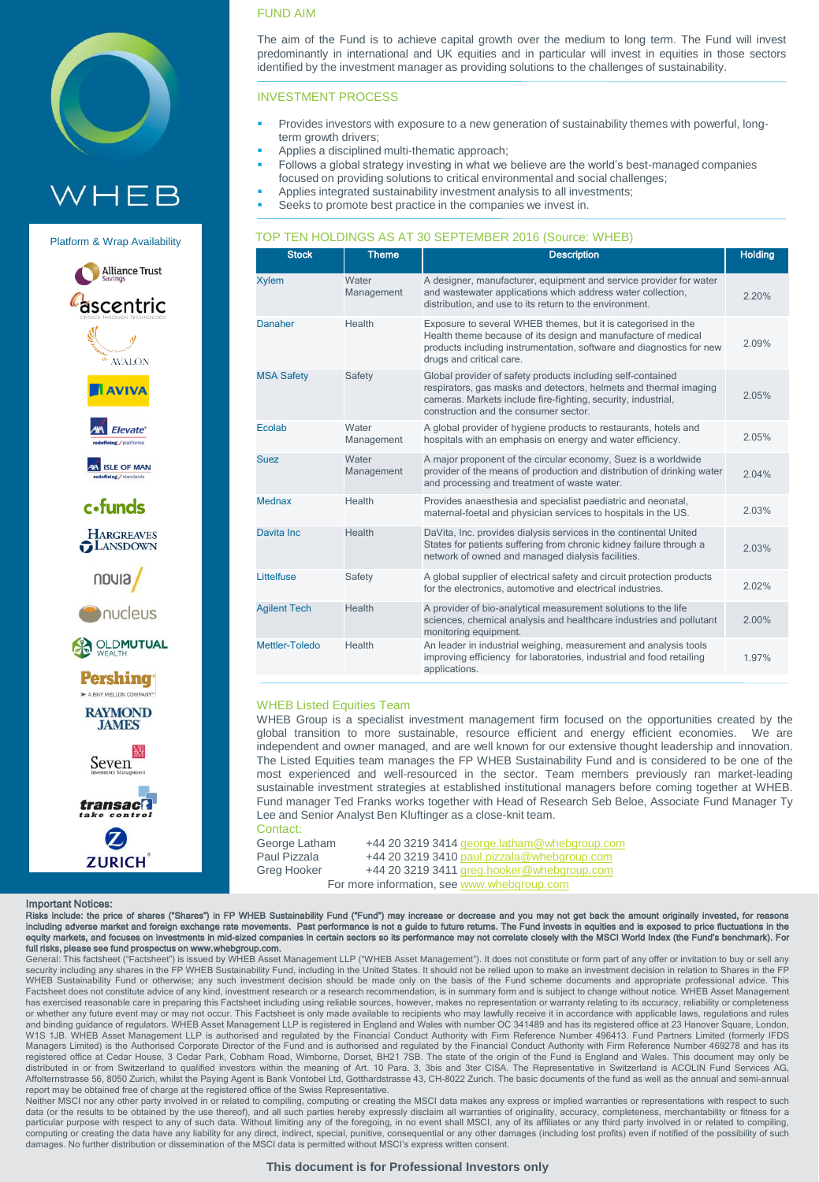WHEB

Platform & Wrap Availability

Alliance Trust Savings

ascentric

AVALON

AVIVA

Elevate

ISLE OF MAN

c•funds

HARGREAVES LANSDOWN

novia

nucleus

OLDMUTUAL WEALTH

Pershing

RAYMOND JAMES

Seven Investment Management

transact

ZURICH

## FUND AIM

The aim of the Fund is to achieve capital growth over the medium to long term. The Fund will invest predominantly in international and UK equities and in particular will invest in equities in those sectors identified by the investment manager as providing solutions to the challenges of sustainability.

## INVESTMENT PROCESS

- Provides investors with exposure to a new generation of sustainability themes with powerful, long-term growth drivers;
- Applies a disciplined multi-thematic approach;
- Follows a global strategy investing in what we believe are the world's best-managed companies focused on providing solutions to critical environmental and social challenges;
- Applies integrated sustainability investment analysis to all investments;
- Seeks to promote best practice in the companies we invest in.

## TOP TEN HOLDINGS AS AT 30 SEPTEMBER 2016 (Source: WHEB)

| Stock | Theme | Description | Holding |
|---|---|---|---|
| Xylem | Water Management | A designer, manufacturer, equipment and service provider for water and wastewater applications which address water collection, distribution, and use to its return to the environment. | 2.20% |
| Danaher | Health | Exposure to several WHEB themes, but it is categorised in the Health theme because of its design and manufacture of medical products including instrumentation, software and diagnostics for new drugs and critical care. | 2.09% |
| MSA Safety | Safety | Global provider of safety products including self-contained respirators, gas masks and detectors, helmets and thermal imaging cameras. Markets include fire-fighting, security, industrial, construction and the consumer sector. | 2.05% |
| Ecolab | Water Management | A global provider of hygiene products to restaurants, hotels and hospitals with an emphasis on energy and water efficiency. | 2.05% |
| Suez | Water Management | A major proponent of the circular economy, Suez is a worldwide provider of the means of production and distribution of drinking water and processing and treatment of waste water. | 2.04% |
| Mednax | Health | Provides anaesthesia and specialist paediatric and neonatal, maternal-foetal and physician services to hospitals in the US. | 2.03% |
| Davita Inc | Health | DaVita, Inc. provides dialysis services in the continental United States for patients suffering from chronic kidney failure through a network of owned and managed dialysis facilities. | 2.03% |
| Littelfuse | Safety | A global supplier of electrical safety and circuit protection products for the electronics, automotive and electrical industries. | 2.02% |
| Agilent Tech | Health | A provider of bio-analytical measurement solutions to the life sciences, chemical analysis and healthcare industries and pollutant monitoring equipment. | 2.00% |
| Mettler-Toledo | Health | An leader in industrial weighing, measurement and analysis tools improving efficiency for laboratories, industrial and food retailing applications. | 1.97% |

## WHEB Listed Equities Team

WHEB Group is a specialist investment management firm focused on the opportunities created by the global transition to more sustainable, resource efficient and energy efficient economies. We are independent and owner managed, and are well known for our extensive thought leadership and innovation. The Listed Equities team manages the FP WHEB Sustainability Fund and is considered to be one of the most experienced and well-resourced in the sector. Team members previously ran market-leading sustainable investment strategies at established institutional managers before coming together at WHEB. Fund manager Ted Franks works together with Head of Research Seb Beloe, Associate Fund Manager Ty Lee and Senior Analyst Ben Kluftinger as a close-knit team.

Contact:

| | | |
|---|---|---|
| George Latham | +44 20 3219 3414 | george.latham@whebgroup.com |
| Paul Pizzala | +44 20 3219 3410 | paul.pizzala@whebgroup.com |
| Greg Hooker | +44 20 3219 3411 | greg.hooker@whebgroup.com |

For more information, see www.whebgroup.com

### Important Notices:

**Risks include: the price of shares ("Shares") in FP WHEB Sustainability Fund ("Fund") may increase or decrease and you may not get back the amount originally invested, for reasons including adverse market and foreign exchange rate movements. Past performance is not a guide to future returns. The Fund invests in equities and is exposed to price fluctuations in the equity markets, and focuses on investments in mid-sized companies in certain sectors so its performance may not correlate closely with the MSCI World Index (the Fund's benchmark). For full risks, please see fund prospectus on www.whebgroup.com.**

General: This factsheet ("Factsheet") is issued by WHEB Asset Management LLP ("WHEB Asset Management"). It does not constitute or form part of any offer or invitation to buy or sell any security including any shares in the FP WHEB Sustainability Fund, including in the United States. It should not be relied upon to make an investment decision in relation to Shares in the FP WHEB Sustainability Fund or otherwise; any such investment decision should be made only on the basis of the Fund scheme documents and appropriate professional advice. This Factsheet does not constitute advice of any kind, investment research or a research recommendation, is in summary form and is subject to change without notice. WHEB Asset Management has exercised reasonable care in preparing this Factsheet including using reliable sources, however, makes no representation or warranty relating to its accuracy, reliability or completeness or whether any future event may or may not occur. This Factsheet is only made available to recipients who may lawfully receive it in accordance with applicable laws, regulations and rules and binding guidance of regulators. WHEB Asset Management LLP is registered in England and Wales with number OC 341489 and has its registered office at 23 Hanover Square, London, W1S 1JB. WHEB Asset Management LLP is authorised and regulated by the Financial Conduct Authority with Firm Reference Number 496413. Fund Partners Limited (formerly IFDS Managers Limited) is the Authorised Corporate Director of the Fund and is authorised and regulated by the Financial Conduct Authority with Firm Reference Number 469278 and has its registered office at Cedar House, 3 Cedar Park, Cobham Road, Wimborne, Dorset, BH21 7SB. The state of the origin of the Fund is England and Wales. This document may only be distributed in or from Switzerland to qualified investors within the meaning of Art. 10 Para. 3, 3bis and 3ter CISA. The Representative in Switzerland is ACOLIN Fund Services AG, Affolternstrasse 56, 8050 Zurich, whilst the Paying Agent is Bank Vontobel Ltd, Gotthardstrasse 43, CH-8022 Zurich. The basic documents of the fund as well as the annual and semi-annual report may be obtained free of charge at the registered office of the Swiss Representative.

Neither MSCI nor any other party involved in or related to compiling, computing or creating the MSCI data makes any express or implied warranties or representations with respect to such data (or the results to be obtained by the use thereof), and all such parties hereby expressly disclaim all warranties of originality, accuracy, completeness, merchantability or fitness for a particular purpose with respect to any of such data. Without limiting any of the foregoing, in no event shall MSCI, any of its affiliates or any third party involved in or related to compiling, computing or creating the data have any liability for any direct, indirect, special, punitive, consequential or any other damages (including lost profits) even if notified of the possibility of such damages. No further distribution or dissemination of the MSCI data is permitted without MSCI's express written consent.

**This document is for Professional Investors only**